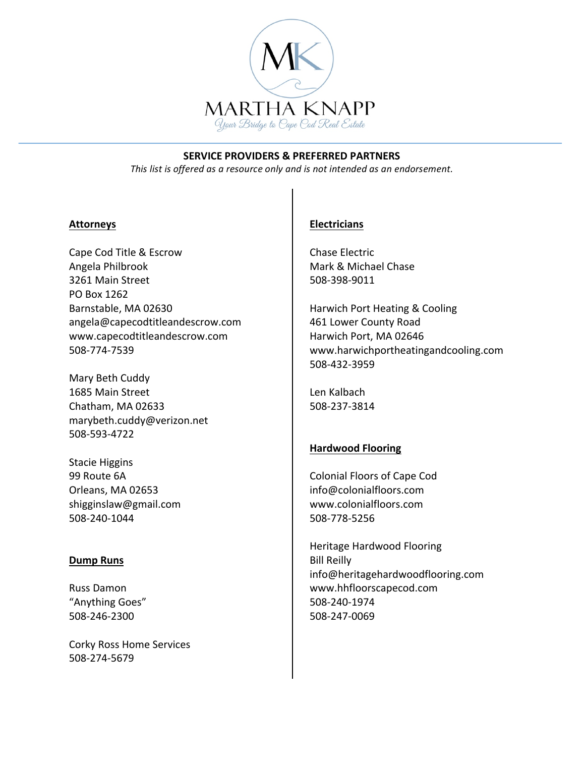MARTHA KNAPP

*Your Bridge to Cape Cod Real Estate*

**SERVICE PROVIDERS & PREFERRED PARTNERS**

*This list is offered as a resource only and is not intended as an endorsement.*

## Attorneys

Cape Cod Title & Escrow
Angela Philbrook
3261 Main Street
PO Box 1262
Barnstable, MA 02630
angela@capecodtitleandescrow.com
www.capecodtitleandescrow.com
508-774-7539

Mary Beth Cuddy
1685 Main Street
Chatham, MA 02633
marybeth.cuddy@verizon.net
508-593-4722

Stacie Higgins
99 Route 6A
Orleans, MA 02653
shigginslaw@gmail.com
508-240-1044

## Dump Runs

Russ Damon
"Anything Goes"
508-246-2300

Corky Ross Home Services
508-274-5679

## Electricians

Chase Electric
Mark & Michael Chase
508-398-9011

Harwich Port Heating & Cooling
461 Lower County Road
Harwich Port, MA 02646
www.harwichportheatingandcooling.com
508-432-3959

Len Kalbach
508-237-3814

## Hardwood Flooring

Colonial Floors of Cape Cod
info@colonialfloors.com
www.colonialfloors.com
508-778-5256

Heritage Hardwood Flooring
Bill Reilly
info@heritagehardwoodflooring.com
www.hhfloorscapecod.com
508-240-1974
508-247-0069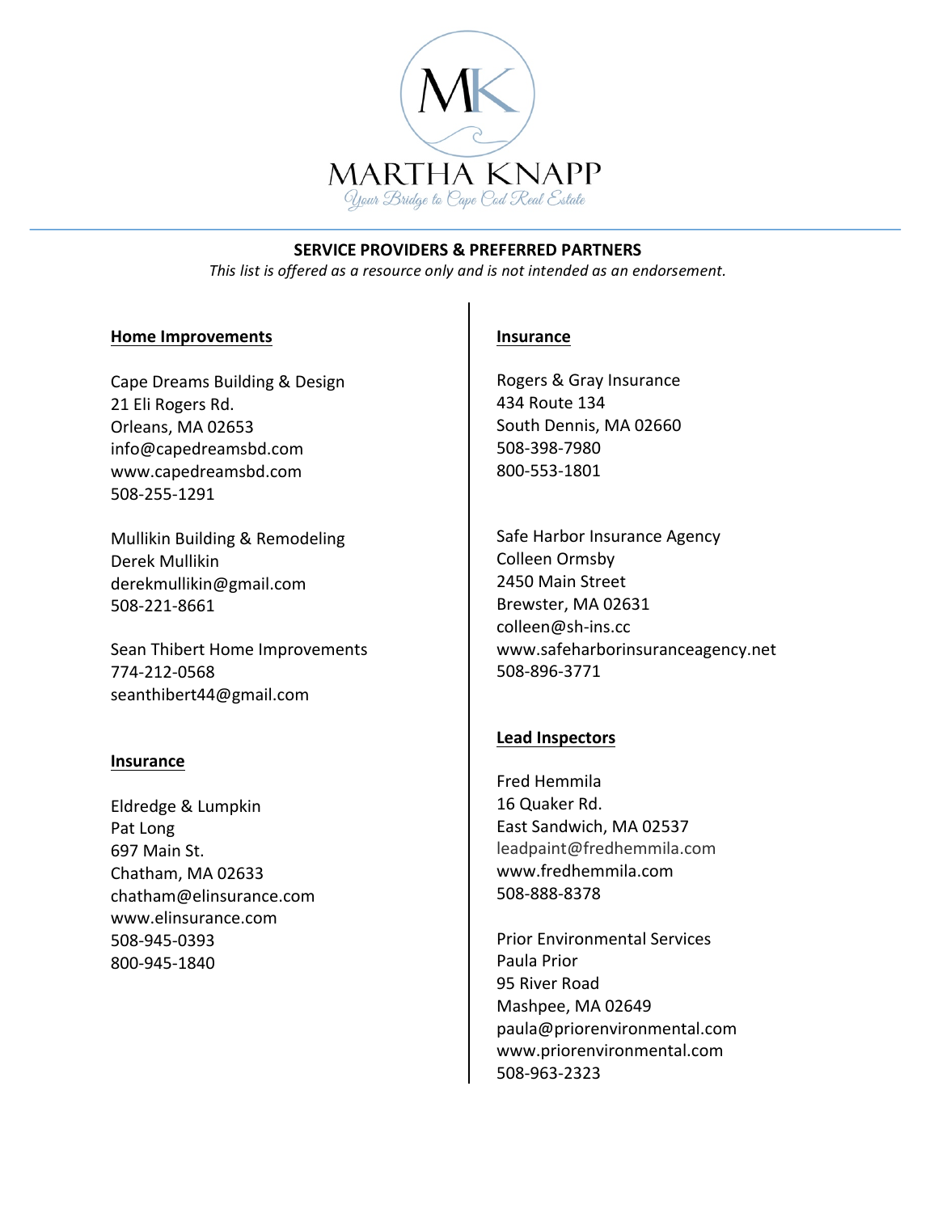MARTHA KNAPP

*Your Bridge to Cape Cod Real Estate*

## SERVICE PROVIDERS & PREFERRED PARTNERS

*This list is offered as a resource only and is not intended as an endorsement.*

### Home Improvements

Cape Dreams Building & Design
21 Eli Rogers Rd.
Orleans, MA 02653
info@capedreamsbd.com
www.capedreamsbd.com
508-255-1291

Mullikin Building & Remodeling
Derek Mullikin
derekmullikin@gmail.com
508-221-8661

Sean Thibert Home Improvements
774-212-0568
seanthibert44@gmail.com

### Insurance

Eldredge & Lumpkin
Pat Long
697 Main St.
Chatham, MA 02633
chatham@elinsurance.com
www.elinsurance.com
508-945-0393
800-945-1840

### Insurance

Rogers & Gray Insurance
434 Route 134
South Dennis, MA 02660
508-398-7980
800-553-1801

Safe Harbor Insurance Agency
Colleen Ormsby
2450 Main Street
Brewster, MA 02631
colleen@sh-ins.cc
www.safeharborinsuranceagency.net
508-896-3771

### Lead Inspectors

Fred Hemmila
16 Quaker Rd.
East Sandwich, MA 02537
leadpaint@fredhemmila.com
www.fredhemmila.com
508-888-8378

Prior Environmental Services
Paula Prior
95 River Road
Mashpee, MA 02649
paula@priorenvironmental.com
www.priorenvironmental.com
508-963-2323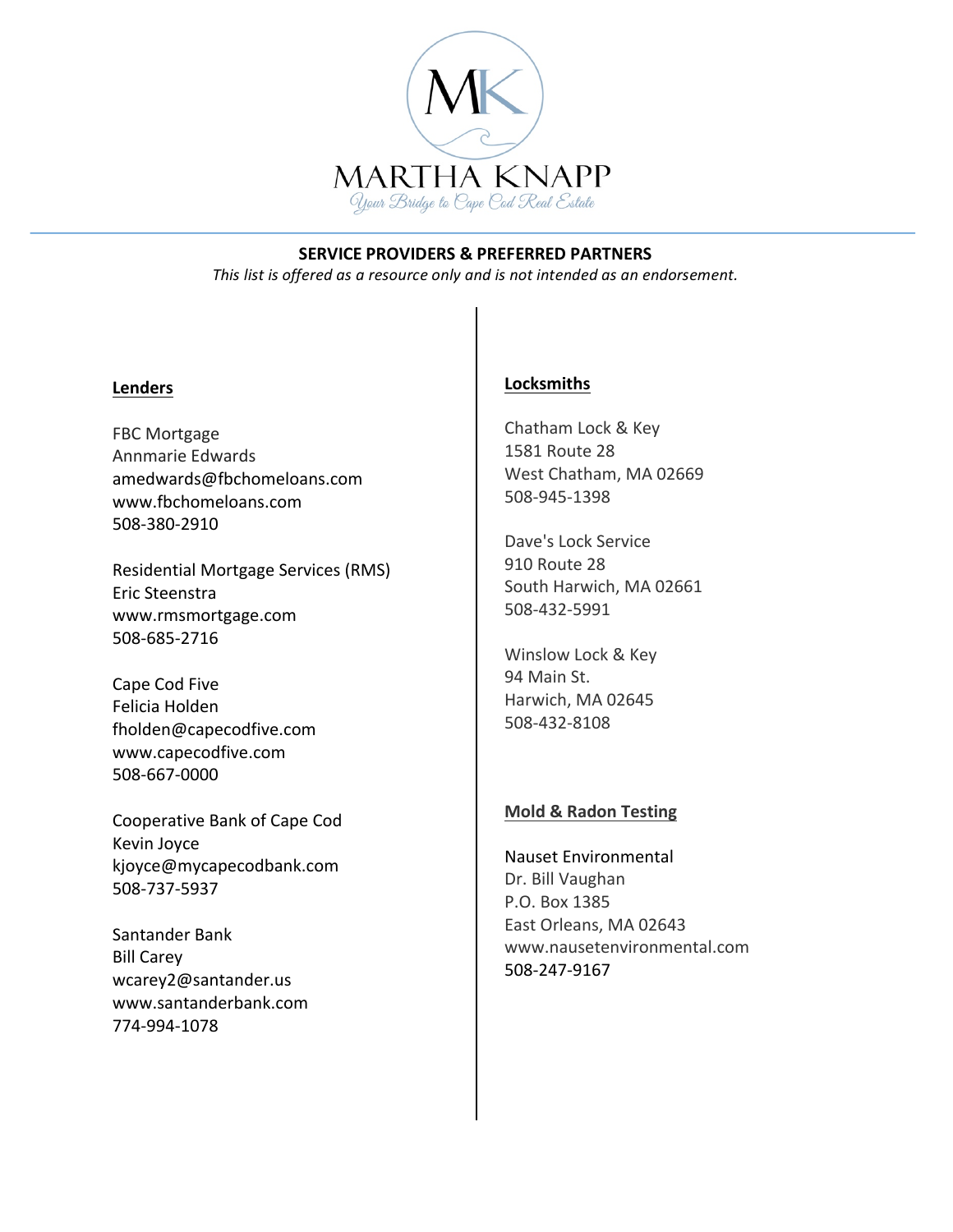# MARTHA KNAPP

*Your Bridge to Cape Cod Real Estate*

## SERVICE PROVIDERS & PREFERRED PARTNERS

*This list is offered as a resource only and is not intended as an endorsement.*

### Lenders

FBC Mortgage
Annmarie Edwards
amedwards@fbchomeloans.com
www.fbchomeloans.com
508-380-2910

Residential Mortgage Services (RMS)
Eric Steenstra
www.rmsmortgage.com
508-685-2716

Cape Cod Five
Felicia Holden
fholden@capecodfive.com
www.capecodfive.com
508-667-0000

Cooperative Bank of Cape Cod
Kevin Joyce
kjoyce@mycapecodbank.com
508-737-5937

Santander Bank
Bill Carey
wcarey2@santander.us
www.santanderbank.com
774-994-1078

### Locksmiths

Chatham Lock & Key
1581 Route 28
West Chatham, MA 02669
508-945-1398

Dave's Lock Service
910 Route 28
South Harwich, MA 02661
508-432-5991

Winslow Lock & Key
94 Main St.
Harwich, MA 02645
508-432-8108

### Mold & Radon Testing

Nauset Environmental
Dr. Bill Vaughan
P.O. Box 1385
East Orleans, MA 02643
www.nausetenvironmental.com
508-247-9167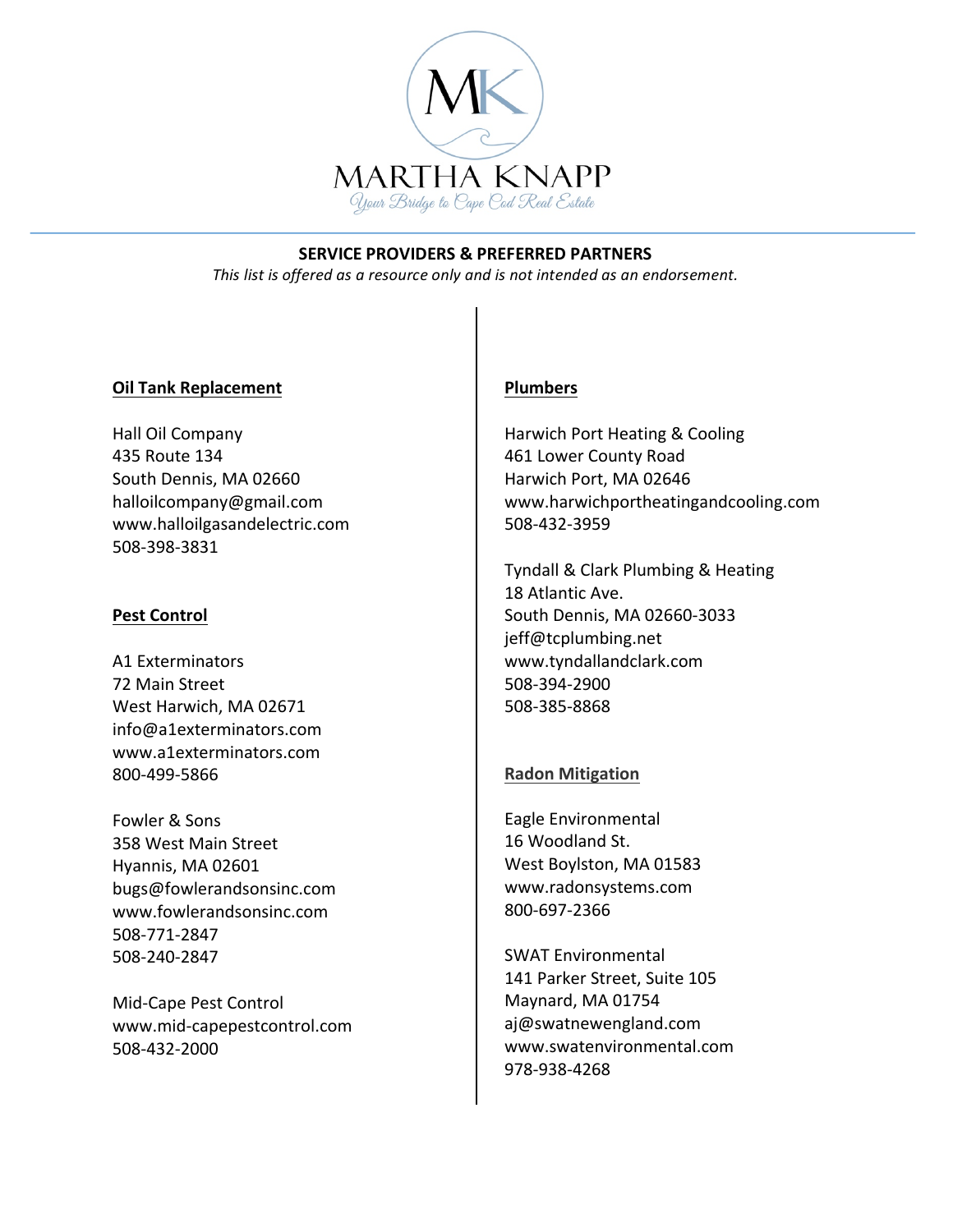MARTHA KNAPP

*Your Bridge to Cape Cod Real Estate*

**SERVICE PROVIDERS & PREFERRED PARTNERS**

*This list is offered as a resource only and is not intended as an endorsement.*

## Oil Tank Replacement

Hall Oil Company
435 Route 134
South Dennis, MA 02660
halloilcompany@gmail.com
www.halloilgasandelectric.com
508-398-3831

## Pest Control

A1 Exterminators
72 Main Street
West Harwich, MA 02671
info@a1exterminators.com
www.a1exterminators.com
800-499-5866

Fowler & Sons
358 West Main Street
Hyannis, MA 02601
bugs@fowlerandsonsinc.com
www.fowlerandsonsinc.com
508-771-2847
508-240-2847

Mid-Cape Pest Control
www.mid-capepestcontrol.com
508-432-2000

## Plumbers

Harwich Port Heating & Cooling
461 Lower County Road
Harwich Port, MA 02646
www.harwichportheatingandcooling.com
508-432-3959

Tyndall & Clark Plumbing & Heating
18 Atlantic Ave.
South Dennis, MA 02660-3033
jeff@tcplumbing.net
www.tyndallandclark.com
508-394-2900
508-385-8868

## Radon Mitigation

Eagle Environmental
16 Woodland St.
West Boylston, MA 01583
www.radonsystems.com
800-697-2366

SWAT Environmental
141 Parker Street, Suite 105
Maynard, MA 01754
aj@swatnewengland.com
www.swatenvironmental.com
978-938-4268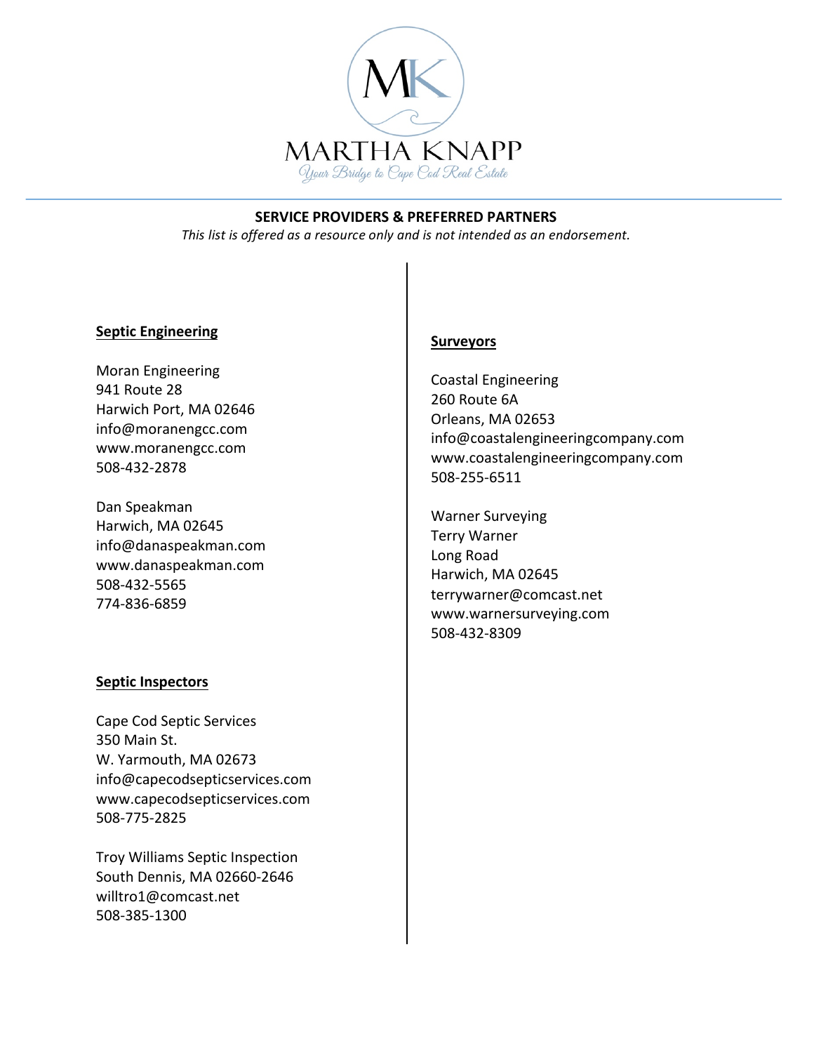MARTHA KNAPP

*Your Bridge to Cape Cod Real Estate*

**SERVICE PROVIDERS & PREFERRED PARTNERS**

*This list is offered as a resource only and is not intended as an endorsement.*

**Septic Engineering**

Moran Engineering
941 Route 28
Harwich Port, MA 02646
info@moranengcc.com
www.moranengcc.com
508-432-2878

Dan Speakman
Harwich, MA 02645
info@danaspeakman.com
www.danaspeakman.com
508-432-5565
774-836-6859

**Septic Inspectors**

Cape Cod Septic Services
350 Main St.
W. Yarmouth, MA 02673
info@capecodsepticservices.com
www.capecodsepticservices.com
508-775-2825

Troy Williams Septic Inspection
South Dennis, MA 02660-2646
willtro1@comcast.net
508-385-1300

**Surveyors**

Coastal Engineering
260 Route 6A
Orleans, MA 02653
info@coastalengineeringcompany.com
www.coastalengineeringcompany.com
508-255-6511

Warner Surveying
Terry Warner
Long Road
Harwich, MA 02645
terrywarner@comcast.net
www.warnersurveying.com
508-432-8309